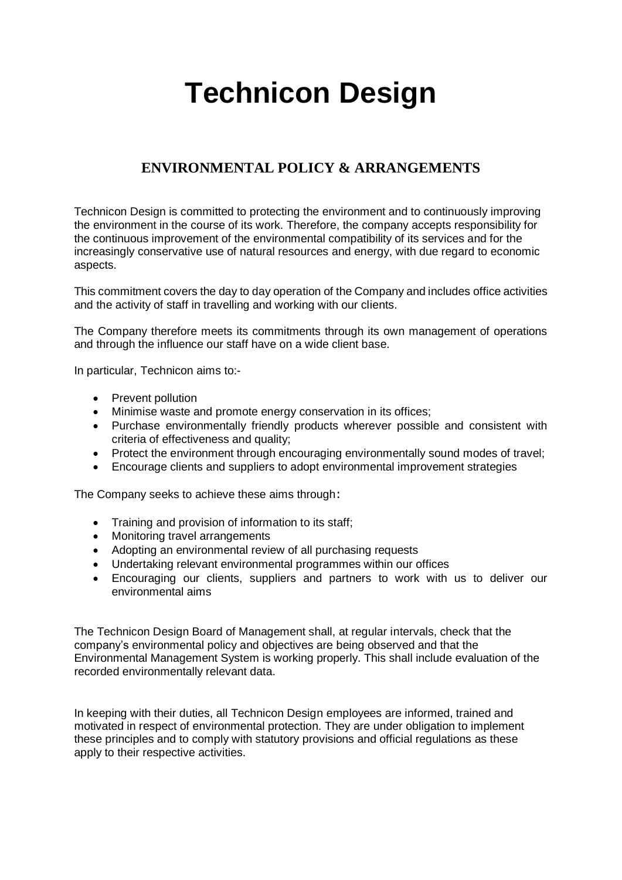# Technicon Design

## ENVIRONMENTAL POLICY & ARRANGEMENTS

Technicon Design is committed to protecting the environment and to continuously improving the environment in the course of its work. Therefore, the company accepts responsibility for the continuous improvement of the environmental compatibility of its services and for the increasingly conservative use of natural resources and energy, with due regard to economic aspects.

This commitment covers the day to day operation of the Company and includes office activities and the activity of staff in travelling and working with our clients.

The Company therefore meets its commitments through its own management of operations and through the influence our staff have on a wide client base.

In particular, Technicon aims to:-

- Prevent pollution
- Minimise waste and promote energy conservation in its offices;
- Purchase environmentally friendly products wherever possible and consistent with criteria of effectiveness and quality;
- Protect the environment through encouraging environmentally sound modes of travel;
- Encourage clients and suppliers to adopt environmental improvement strategies

The Company seeks to achieve these aims through:

- Training and provision of information to its staff;
- Monitoring travel arrangements
- Adopting an environmental review of all purchasing requests
- Undertaking relevant environmental programmes within our offices
- Encouraging our clients, suppliers and partners to work with us to deliver our environmental aims

The Technicon Design Board of Management shall, at regular intervals, check that the company's environmental policy and objectives are being observed and that the Environmental Management System is working properly. This shall include evaluation of the recorded environmentally relevant data.

In keeping with their duties, all Technicon Design employees are informed, trained and motivated in respect of environmental protection. They are under obligation to implement these principles and to comply with statutory provisions and official regulations as these apply to their respective activities.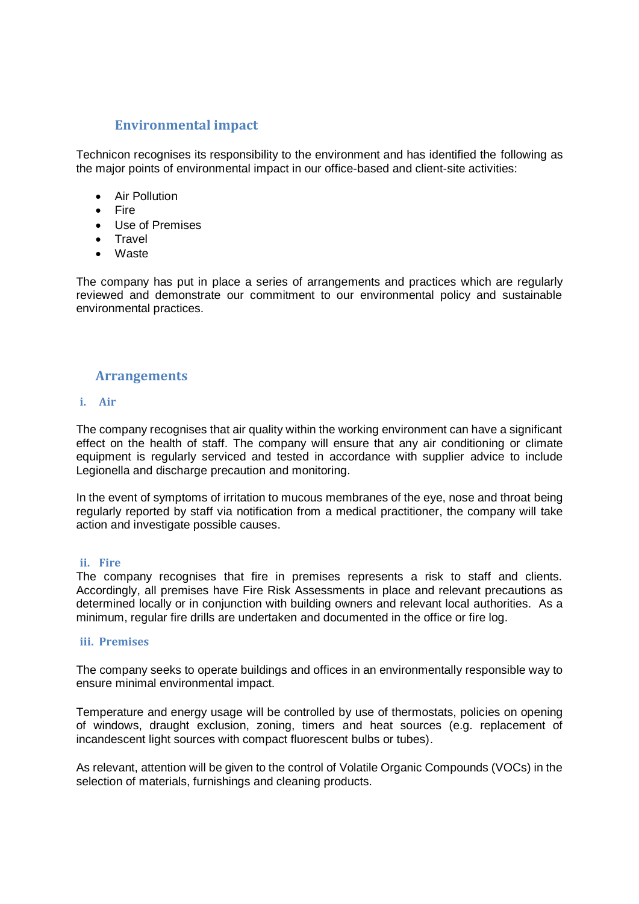## Environmental impact

Technicon recognises its responsibility to the environment and has identified the following as the major points of environmental impact in our office-based and client-site activities:

- Air Pollution
- Fire
- Use of Premises
- Travel
- Waste

The company has put in place a series of arrangements and practices which are regularly reviewed and demonstrate our commitment to our environmental policy and sustainable environmental practices.

## Arrangements

### i. Air

The company recognises that air quality within the working environment can have a significant effect on the health of staff. The company will ensure that any air conditioning or climate equipment is regularly serviced and tested in accordance with supplier advice to include Legionella and discharge precaution and monitoring.

In the event of symptoms of irritation to mucous membranes of the eye, nose and throat being regularly reported by staff via notification from a medical practitioner, the company will take action and investigate possible causes.

### ii. Fire

The company recognises that fire in premises represents a risk to staff and clients. Accordingly, all premises have Fire Risk Assessments in place and relevant precautions as determined locally or in conjunction with building owners and relevant local authorities. As a minimum, regular fire drills are undertaken and documented in the office or fire log.

### iii. Premises

The company seeks to operate buildings and offices in an environmentally responsible way to ensure minimal environmental impact.

Temperature and energy usage will be controlled by use of thermostats, policies on opening of windows, draught exclusion, zoning, timers and heat sources (e.g. replacement of incandescent light sources with compact fluorescent bulbs or tubes).

As relevant, attention will be given to the control of Volatile Organic Compounds (VOCs) in the selection of materials, furnishings and cleaning products.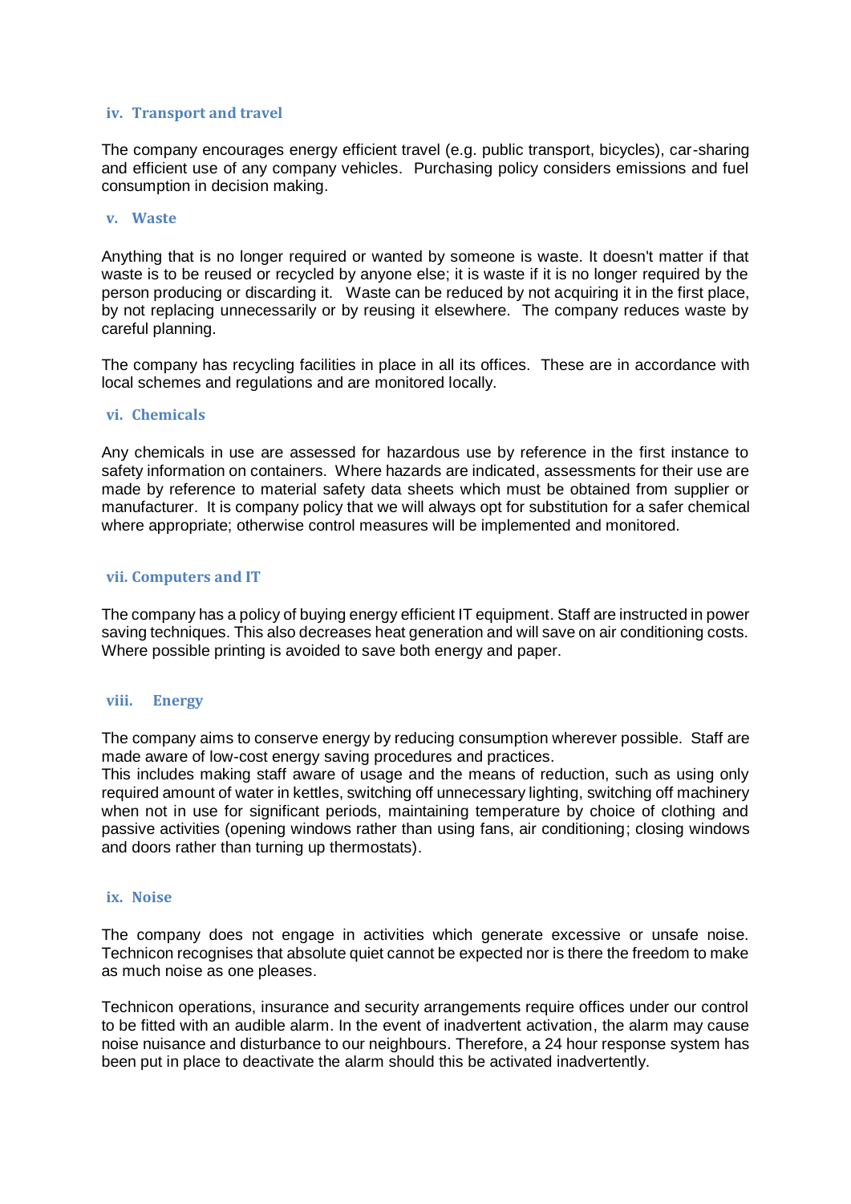### iv. Transport and travel

The company encourages energy efficient travel (e.g. public transport, bicycles), car-sharing and efficient use of any company vehicles. Purchasing policy considers emissions and fuel consumption in decision making.

### v. Waste

Anything that is no longer required or wanted by someone is waste. It doesn't matter if that waste is to be reused or recycled by anyone else; it is waste if it is no longer required by the person producing or discarding it. Waste can be reduced by not acquiring it in the first place, by not replacing unnecessarily or by reusing it elsewhere. The company reduces waste by careful planning.

The company has recycling facilities in place in all its offices. These are in accordance with local schemes and regulations and are monitored locally.

### vi. Chemicals

Any chemicals in use are assessed for hazardous use by reference in the first instance to safety information on containers. Where hazards are indicated, assessments for their use are made by reference to material safety data sheets which must be obtained from supplier or manufacturer. It is company policy that we will always opt for substitution for a safer chemical where appropriate; otherwise control measures will be implemented and monitored.

### vii. Computers and IT

The company has a policy of buying energy efficient IT equipment. Staff are instructed in power saving techniques. This also decreases heat generation and will save on air conditioning costs. Where possible printing is avoided to save both energy and paper.

### viii. Energy

The company aims to conserve energy by reducing consumption wherever possible. Staff are made aware of low-cost energy saving procedures and practices.
This includes making staff aware of usage and the means of reduction, such as using only required amount of water in kettles, switching off unnecessary lighting, switching off machinery when not in use for significant periods, maintaining temperature by choice of clothing and passive activities (opening windows rather than using fans, air conditioning; closing windows and doors rather than turning up thermostats).

### ix. Noise

The company does not engage in activities which generate excessive or unsafe noise. Technicon recognises that absolute quiet cannot be expected nor is there the freedom to make as much noise as one pleases.

Technicon operations, insurance and security arrangements require offices under our control to be fitted with an audible alarm. In the event of inadvertent activation, the alarm may cause noise nuisance and disturbance to our neighbours. Therefore, a 24 hour response system has been put in place to deactivate the alarm should this be activated inadvertently.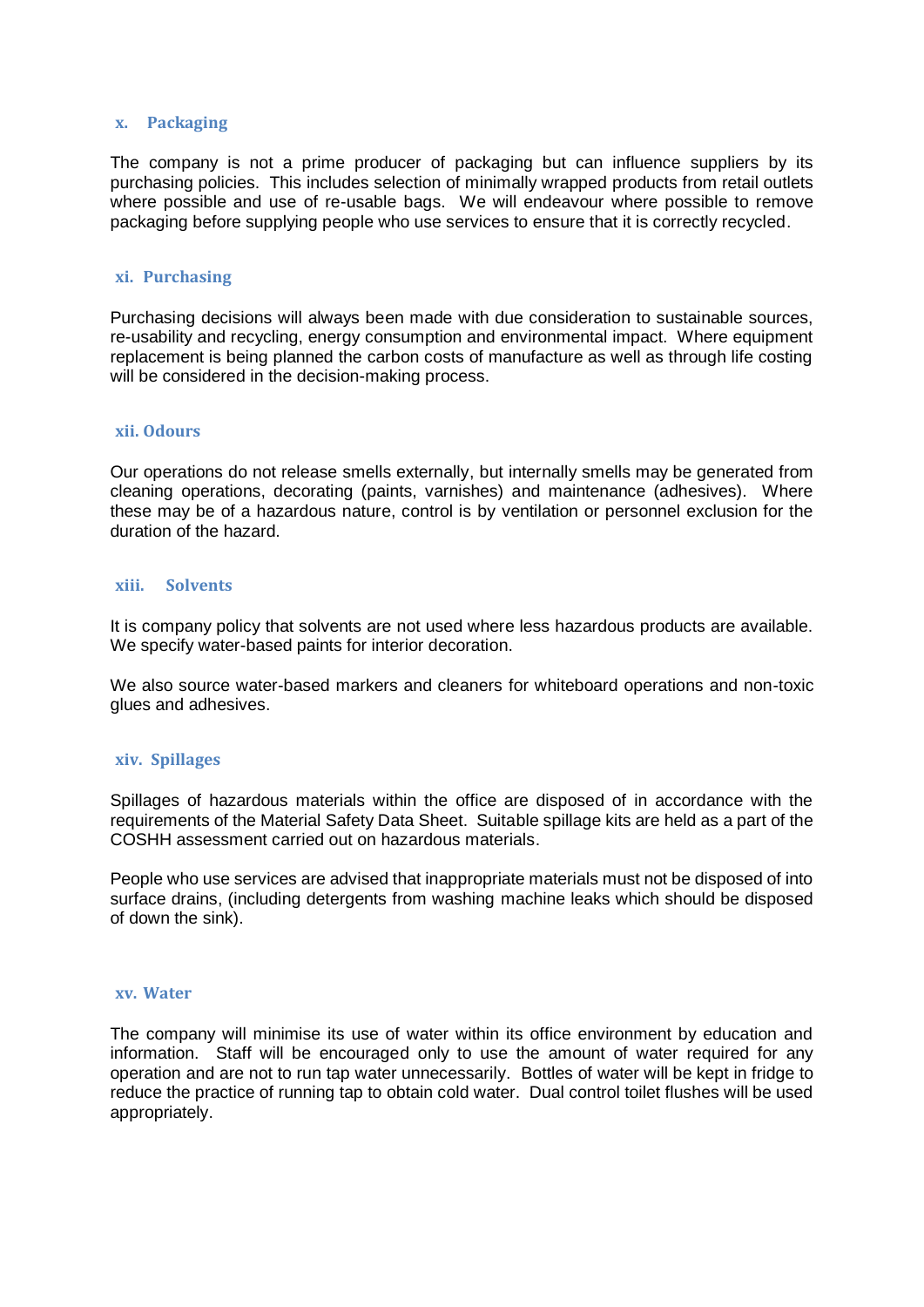### x. Packaging

The company is not a prime producer of packaging but can influence suppliers by its purchasing policies. This includes selection of minimally wrapped products from retail outlets where possible and use of re-usable bags. We will endeavour where possible to remove packaging before supplying people who use services to ensure that it is correctly recycled.

### xi. Purchasing

Purchasing decisions will always been made with due consideration to sustainable sources, re-usability and recycling, energy consumption and environmental impact. Where equipment replacement is being planned the carbon costs of manufacture as well as through life costing will be considered in the decision-making process.

### xii. Odours

Our operations do not release smells externally, but internally smells may be generated from cleaning operations, decorating (paints, varnishes) and maintenance (adhesives). Where these may be of a hazardous nature, control is by ventilation or personnel exclusion for the duration of the hazard.

### xiii. Solvents

It is company policy that solvents are not used where less hazardous products are available. We specify water-based paints for interior decoration.

We also source water-based markers and cleaners for whiteboard operations and non-toxic glues and adhesives.

### xiv. Spillages

Spillages of hazardous materials within the office are disposed of in accordance with the requirements of the Material Safety Data Sheet. Suitable spillage kits are held as a part of the COSHH assessment carried out on hazardous materials.

People who use services are advised that inappropriate materials must not be disposed of into surface drains, (including detergents from washing machine leaks which should be disposed of down the sink).

### xv. Water

The company will minimise its use of water within its office environment by education and information. Staff will be encouraged only to use the amount of water required for any operation and are not to run tap water unnecessarily. Bottles of water will be kept in fridge to reduce the practice of running tap to obtain cold water. Dual control toilet flushes will be used appropriately.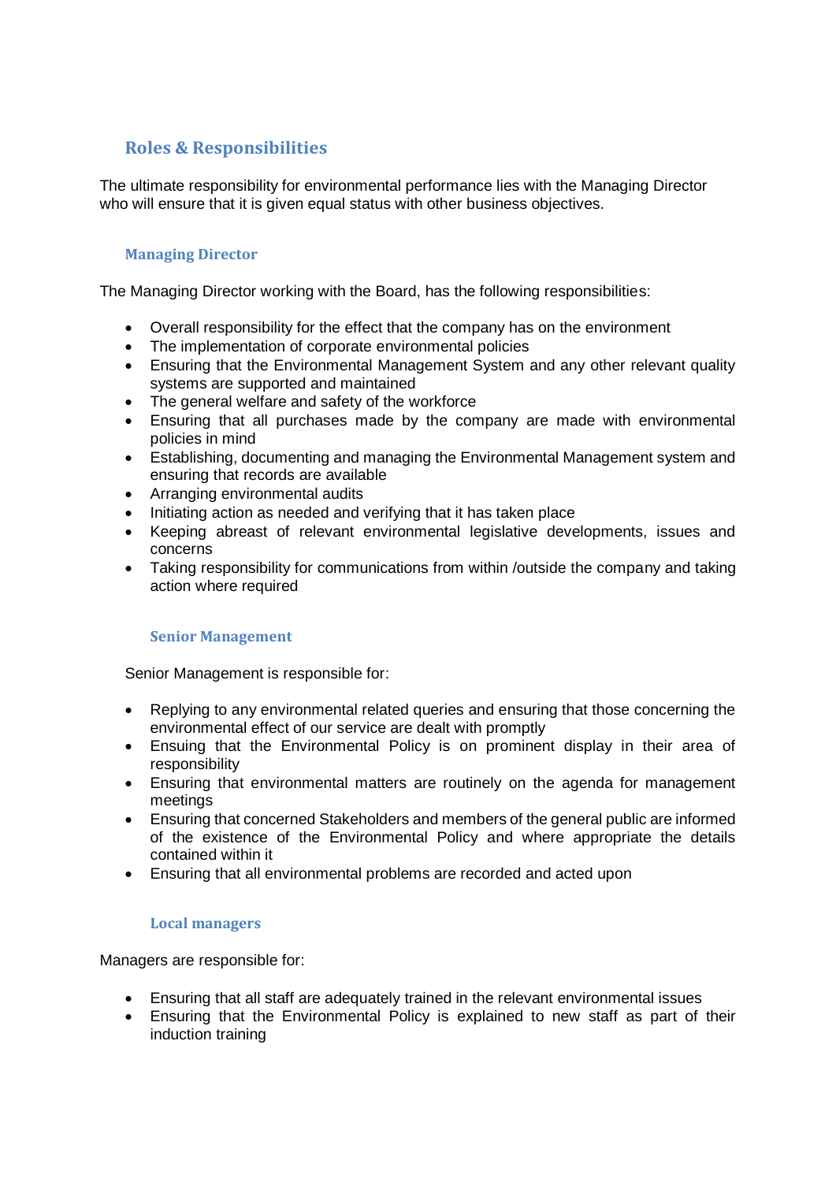## Roles & Responsibilities

The ultimate responsibility for environmental performance lies with the Managing Director who will ensure that it is given equal status with other business objectives.

### Managing Director

The Managing Director working with the Board, has the following responsibilities:

- Overall responsibility for the effect that the company has on the environment
- The implementation of corporate environmental policies
- Ensuring that the Environmental Management System and any other relevant quality systems are supported and maintained
- The general welfare and safety of the workforce
- Ensuring that all purchases made by the company are made with environmental policies in mind
- Establishing, documenting and managing the Environmental Management system and ensuring that records are available
- Arranging environmental audits
- Initiating action as needed and verifying that it has taken place
- Keeping abreast of relevant environmental legislative developments, issues and concerns
- Taking responsibility for communications from within /outside the company and taking action where required

### Senior Management

Senior Management is responsible for:

- Replying to any environmental related queries and ensuring that those concerning the environmental effect of our service are dealt with promptly
- Ensuing that the Environmental Policy is on prominent display in their area of responsibility
- Ensuring that environmental matters are routinely on the agenda for management meetings
- Ensuring that concerned Stakeholders and members of the general public are informed of the existence of the Environmental Policy and where appropriate the details contained within it
- Ensuring that all environmental problems are recorded and acted upon

### Local managers

Managers are responsible for:

- Ensuring that all staff are adequately trained in the relevant environmental issues
- Ensuring that the Environmental Policy is explained to new staff as part of their induction training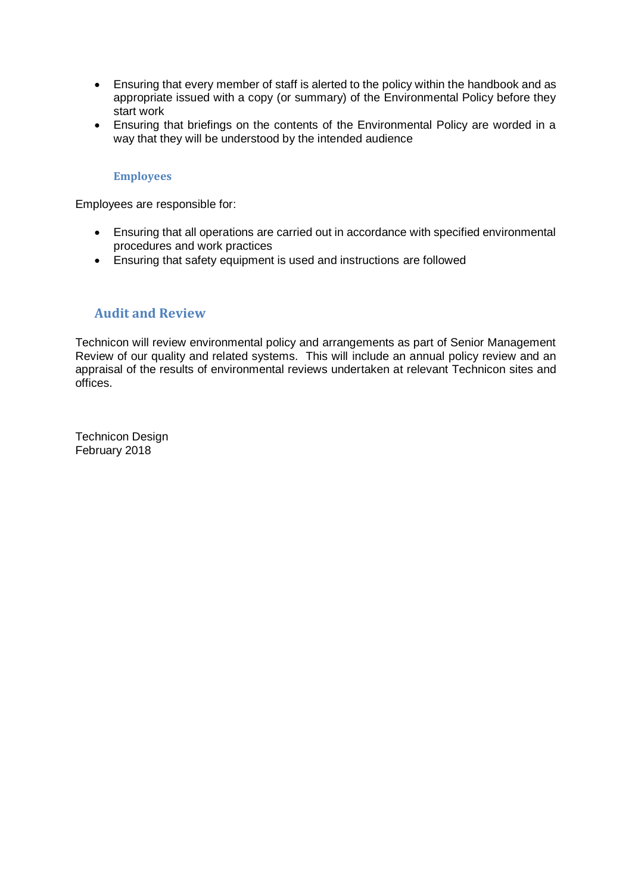- Ensuring that every member of staff is alerted to the policy within the handbook and as appropriate issued with a copy (or summary) of the Environmental Policy before they start work
- Ensuring that briefings on the contents of the Environmental Policy are worded in a way that they will be understood by the intended audience

### Employees

Employees are responsible for:

- Ensuring that all operations are carried out in accordance with specified environmental procedures and work practices
- Ensuring that safety equipment is used and instructions are followed

## Audit and Review

Technicon will review environmental policy and arrangements as part of Senior Management Review of our quality and related systems. This will include an annual policy review and an appraisal of the results of environmental reviews undertaken at relevant Technicon sites and offices.

Technicon Design
February 2018